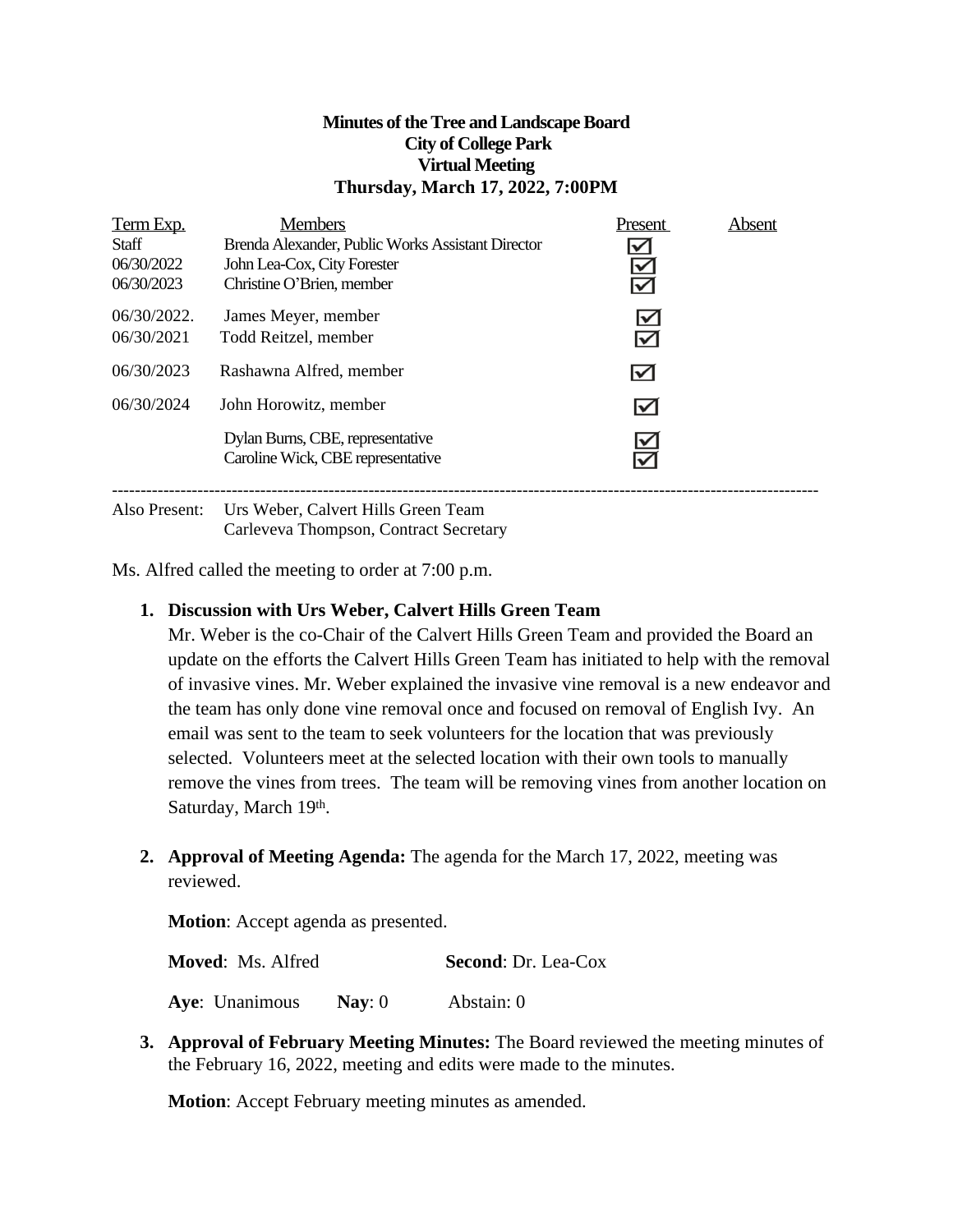**Minutes of the Tree and Landscape Board**
**City of College Park**
**Virtual Meeting**
**Thursday, March 17, 2022, 7:00PM**

| Term Exp. | Members | Present | Absent |
|---|---|---|---|
| Staff | Brenda Alexander, Public Works Assistant Director | ☑ | |
| 06/30/2022 | John Lea-Cox, City Forester | ☑ | |
| 06/30/2023 | Christine O'Brien, member | ☑ | |
| 06/30/2022. | James Meyer, member | ☑ | |
| 06/30/2021 | Todd Reitzel, member | ☑ | |
| 06/30/2023 | Rashawna Alfred, member | ☑ | |
| 06/30/2024 | John Horowitz, member | ☑ | |
| | Dylan Burns, CBE, representative | ☑ | |
| | Caroline Wick, CBE representative | ☑ | |

---

Also Present: Urs Weber, Calvert Hills Green Team
Carleveva Thompson, Contract Secretary

Ms. Alfred called the meeting to order at 7:00 p.m.

1. **Discussion with Urs Weber, Calvert Hills Green Team**
   Mr. Weber is the co-Chair of the Calvert Hills Green Team and provided the Board an update on the efforts the Calvert Hills Green Team has initiated to help with the removal of invasive vines. Mr. Weber explained the invasive vine removal is a new endeavor and the team has only done vine removal once and focused on removal of English Ivy. An email was sent to the team to seek volunteers for the location that was previously selected. Volunteers meet at the selected location with their own tools to manually remove the vines from trees. The team will be removing vines from another location on Saturday, March 19th.

2. **Approval of Meeting Agenda:** The agenda for the March 17, 2022, meeting was reviewed.

   **Motion**: Accept agenda as presented.

   **Moved**: Ms. Alfred **Second**: Dr. Lea-Cox

   **Aye**: Unanimous **Nay**: 0 Abstain: 0

3. **Approval of February Meeting Minutes:** The Board reviewed the meeting minutes of the February 16, 2022, meeting and edits were made to the minutes.

   **Motion**: Accept February meeting minutes as amended.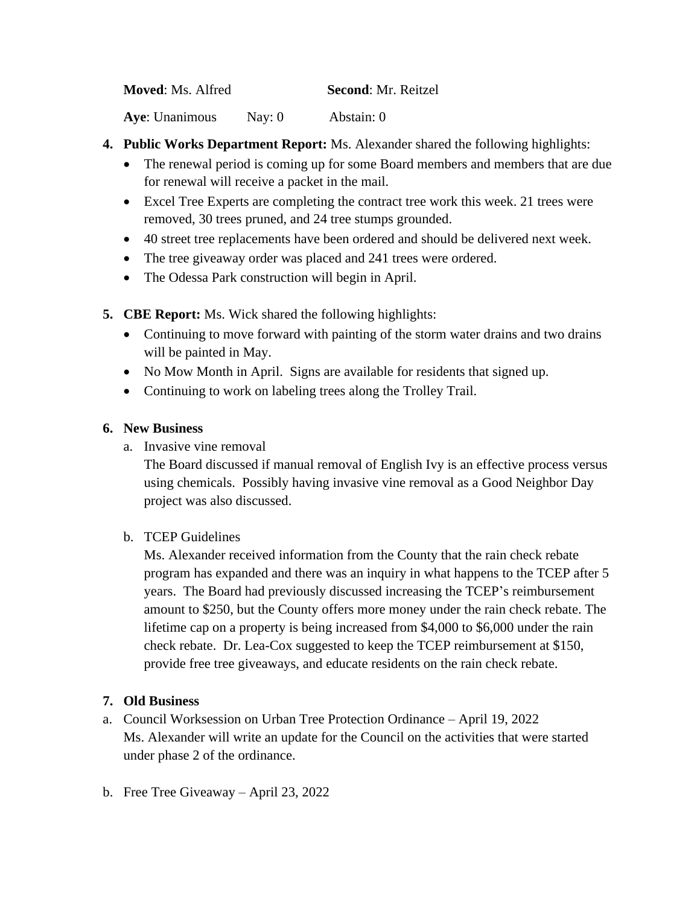**Moved**: Ms. Alfred **Second**: Mr. Reitzel

**Aye**: Unanimous Nay: 0 Abstain: 0

4. **Public Works Department Report:** Ms. Alexander shared the following highlights:
   - The renewal period is coming up for some Board members and members that are due for renewal will receive a packet in the mail.
   - Excel Tree Experts are completing the contract tree work this week. 21 trees were removed, 30 trees pruned, and 24 tree stumps grounded.
   - 40 street tree replacements have been ordered and should be delivered next week.
   - The tree giveaway order was placed and 241 trees were ordered.
   - The Odessa Park construction will begin in April.

5. **CBE Report:** Ms. Wick shared the following highlights:
   - Continuing to move forward with painting of the storm water drains and two drains will be painted in May.
   - No Mow Month in April. Signs are available for residents that signed up.
   - Continuing to work on labeling trees along the Trolley Trail.

6. **New Business**

   a. Invasive vine removal

   The Board discussed if manual removal of English Ivy is an effective process versus using chemicals. Possibly having invasive vine removal as a Good Neighbor Day project was also discussed.

   b. TCEP Guidelines

   Ms. Alexander received information from the County that the rain check rebate program has expanded and there was an inquiry in what happens to the TCEP after 5 years. The Board had previously discussed increasing the TCEP's reimbursement amount to $250, but the County offers more money under the rain check rebate. The lifetime cap on a property is being increased from $4,000 to $6,000 under the rain check rebate. Dr. Lea-Cox suggested to keep the TCEP reimbursement at $150, provide free tree giveaways, and educate residents on the rain check rebate.

7. **Old Business**

a. Council Worksession on Urban Tree Protection Ordinance – April 19, 2022

Ms. Alexander will write an update for the Council on the activities that were started under phase 2 of the ordinance.

b. Free Tree Giveaway – April 23, 2022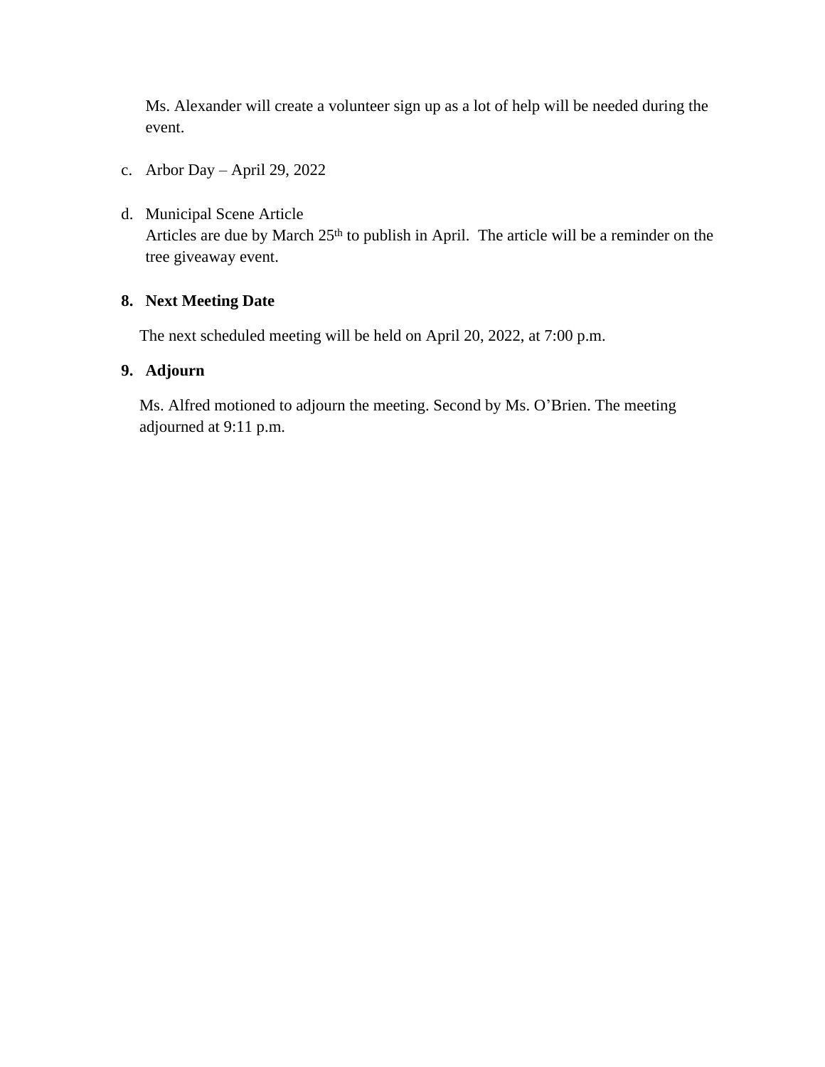Ms. Alexander will create a volunteer sign up as a lot of help will be needed during the event.

c. Arbor Day – April 29, 2022

d. Municipal Scene Article
   Articles are due by March 25th to publish in April. The article will be a reminder on the tree giveaway event.

**8. Next Meeting Date**

The next scheduled meeting will be held on April 20, 2022, at 7:00 p.m.

**9. Adjourn**

Ms. Alfred motioned to adjourn the meeting. Second by Ms. O'Brien. The meeting adjourned at 9:11 p.m.